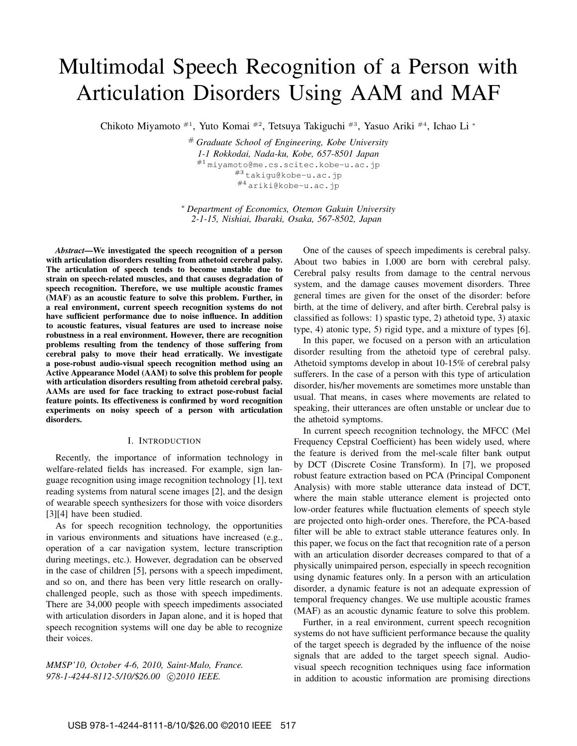# Multimodal Speech Recognition of a Person with Articulation Disorders Using AAM and MAF

Chikoto Miyamoto #1, Yuto Komai #2, Tetsuya Takiguchi #3, Yasuo Ariki #4, Ichao Li *

*# Graduate School of Engineering, Kobe University*
*1-1 Rokkodai, Nada-ku, Kobe, 657-8501 Japan*
#1 miyamoto@me.cs.scitec.kobe-u.ac.jp
#3 takigu@kobe-u.ac.jp
#4 ariki@kobe-u.ac.jp

*\* Department of Economics, Otemon Gakuin University*
*2-1-15, Nishiai, Ibaraki, Osaka, 567-8502, Japan*

***Abstract*—We investigated the speech recognition of a person with articulation disorders resulting from athetoid cerebral palsy. The articulation of speech tends to become unstable due to strain on speech-related muscles, and that causes degradation of speech recognition. Therefore, we use multiple acoustic frames (MAF) as an acoustic feature to solve this problem. Further, in a real environment, current speech recognition systems do not have sufficient performance due to noise influence. In addition to acoustic features, visual features are used to increase noise robustness in a real environment. However, there are recognition problems resulting from the tendency of those suffering from cerebral palsy to move their head erratically. We investigate a pose-robust audio-visual speech recognition method using an Active Appearance Model (AAM) to solve this problem for people with articulation disorders resulting from athetoid cerebral palsy. AAMs are used for face tracking to extract pose-robust facial feature points. Its effectiveness is confirmed by word recognition experiments on noisy speech of a person with articulation disorders.**

## I. Introduction

Recently, the importance of information technology in welfare-related fields has increased. For example, sign language recognition using image recognition technology [1], text reading systems from natural scene images [2], and the design of wearable speech synthesizers for those with voice disorders [3][4] have been studied.

As for speech recognition technology, the opportunities in various environments and situations have increased (e.g., operation of a car navigation system, lecture transcription during meetings, etc.). However, degradation can be observed in the case of children [5], persons with a speech impediment, and so on, and there has been very little research on orally-challenged people, such as those with speech impediments. There are 34,000 people with speech impediments associated with articulation disorders in Japan alone, and it is hoped that speech recognition systems will one day be able to recognize their voices.

*MMSP'10, October 4-6, 2010, Saint-Malo, France.*
*978-1-4244-8112-5/10/$26.00 ©2010 IEEE.*

One of the causes of speech impediments is cerebral palsy. About two babies in 1,000 are born with cerebral palsy. Cerebral palsy results from damage to the central nervous system, and the damage causes movement disorders. Three general times are given for the onset of the disorder: before birth, at the time of delivery, and after birth. Cerebral palsy is classified as follows: 1) spastic type, 2) athetoid type, 3) ataxic type, 4) atonic type, 5) rigid type, and a mixture of types [6].

In this paper, we focused on a person with an articulation disorder resulting from the athetoid type of cerebral palsy. Athetoid symptoms develop in about 10-15% of cerebral palsy sufferers. In the case of a person with this type of articulation disorder, his/her movements are sometimes more unstable than usual. That means, in cases where movements are related to speaking, their utterances are often unstable or unclear due to the athetoid symptoms.

In current speech recognition technology, the MFCC (Mel Frequency Cepstral Coefficient) has been widely used, where the feature is derived from the mel-scale filter bank output by DCT (Discrete Cosine Transform). In [7], we proposed robust feature extraction based on PCA (Principal Component Analysis) with more stable utterance data instead of DCT, where the main stable utterance element is projected onto low-order features while fluctuation elements of speech style are projected onto high-order ones. Therefore, the PCA-based filter will be able to extract stable utterance features only. In this paper, we focus on the fact that recognition rate of a person with an articulation disorder decreases compared to that of a physically unimpaired person, especially in speech recognition using dynamic features only. In a person with an articulation disorder, a dynamic feature is not an adequate expression of temporal frequency changes. We use multiple acoustic frames (MAF) as an acoustic dynamic feature to solve this problem.

Further, in a real environment, current speech recognition systems do not have sufficient performance because the quality of the target speech is degraded by the influence of the noise signals that are added to the target speech signal. Audio-visual speech recognition techniques using face information in addition to acoustic information are promising directions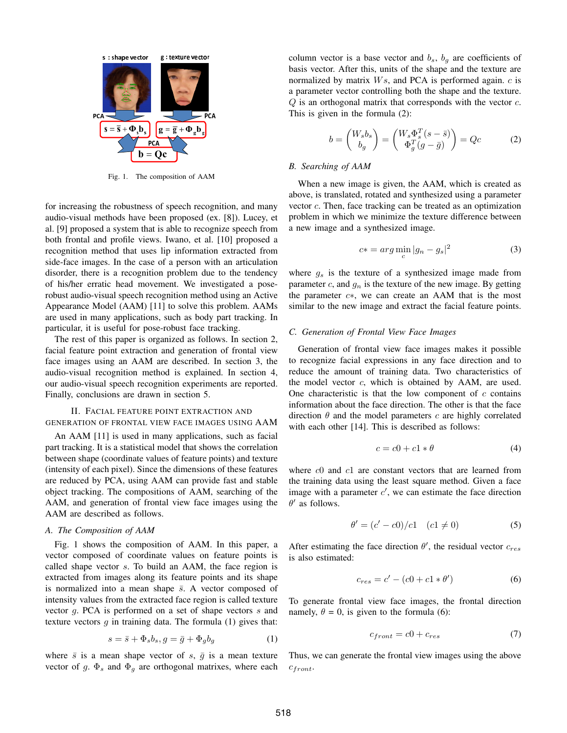Fig. 1. The composition of AAM

for increasing the robustness of speech recognition, and many audio-visual methods have been proposed (ex. [8]). Lucey, et al. [9] proposed a system that is able to recognize speech from both frontal and profile views. Iwano, et al. [10] proposed a recognition method that uses lip information extracted from side-face images. In the case of a person with an articulation disorder, there is a recognition problem due to the tendency of his/her erratic head movement. We investigated a pose-robust audio-visual speech recognition method using an Active Appearance Model (AAM) [11] to solve this problem. AAMs are used in many applications, such as body part tracking. In particular, it is useful for pose-robust face tracking.

The rest of this paper is organized as follows. In section 2, facial feature point extraction and generation of frontal view face images using an AAM are described. In section 3, the audio-visual recognition method is explained. In section 4, our audio-visual speech recognition experiments are reported. Finally, conclusions are drawn in section 5.

## II. Facial Feature Point Extraction and Generation of Frontal View Face Images Using AAM

An AAM [11] is used in many applications, such as facial part tracking. It is a statistical model that shows the correlation between shape (coordinate values of feature points) and texture (intensity of each pixel). Since the dimensions of these features are reduced by PCA, using AAM can provide fast and stable object tracking. The compositions of AAM, searching of the AAM, and generation of frontal view face images using the AAM are described as follows.

### A. The Composition of AAM

Fig. 1 shows the composition of AAM. In this paper, a vector composed of coordinate values on feature points is called shape vector $s$. To build an AAM, the face region is extracted from images along its feature points and its shape is normalized into a mean shape $\bar{s}$. A vector composed of intensity values from the extracted face region is called texture vector $g$. PCA is performed on a set of shape vectors $s$ and texture vectors $g$ in training data. The formula (1) gives that:

$$s = \bar{s} + \Phi_s b_s, g = \bar{g} + \Phi_g b_g \tag{1}$$

where $\bar{s}$ is a mean shape vector of $s$, $\bar{g}$ is a mean texture vector of $g$. $\Phi_s$ and $\Phi_g$ are orthogonal matrixes, where each column vector is a base vector and $b_s$, $b_g$ are coefficients of basis vector. After this, units of the shape and the texture are normalized by matrix $Ws$, and PCA is performed again. $c$ is a parameter vector controlling both the shape and the texture. $Q$ is an orthogonal matrix that corresponds with the vector $c$. This is given in the formula (2):

$$b = \begin{pmatrix} W_s b_s \\ b_g \end{pmatrix} = \begin{pmatrix} W_s \Phi_s^T (s - \bar{s}) \\ \Phi_g^T (g - \bar{g}) \end{pmatrix} = Qc \tag{2}$$

### B. Searching of AAM

When a new image is given, the AAM, which is created as above, is translated, rotated and synthesized using a parameter vector $c$. Then, face tracking can be treated as an optimization problem in which we minimize the texture difference between a new image and a synthesized image.

$$c* = arg \min_{c} |g_n - g_s|^2 \tag{3}$$

where $g_s$ is the texture of a synthesized image made from parameter $c$, and $g_n$ is the texture of the new image. By getting the parameter $c*$, we can create an AAM that is the most similar to the new image and extract the facial feature points.

### C. Generation of Frontal View Face Images

Generation of frontal view face images makes it possible to recognize facial expressions in any face direction and to reduce the amount of training data. Two characteristics of the model vector $c$, which is obtained by AAM, are used. One characteristic is that the low component of $c$ contains information about the face direction. The other is that the face direction $\theta$ and the model parameters $c$ are highly correlated with each other [14]. This is described as follows:

$$c = c0 + c1 * \theta \tag{4}$$

where $c0$ and $c1$ are constant vectors that are learned from the training data using the least square method. Given a face image with a parameter $c'$, we can estimate the face direction $\theta'$ as follows.

$$\theta' = (c' - c0)/c1 \quad (c1 \neq 0) \tag{5}$$

After estimating the face direction $\theta'$, the residual vector $c_{res}$ is also estimated:

$$c_{res} = c' - (c0 + c1 * \theta') \tag{6}$$

To generate frontal view face images, the frontal direction namely, $\theta$ = 0, is given to the formula (6):

$$c_{front} = c0 + c_{res} \tag{7}$$

Thus, we can generate the frontal view images using the above $c_{front}$.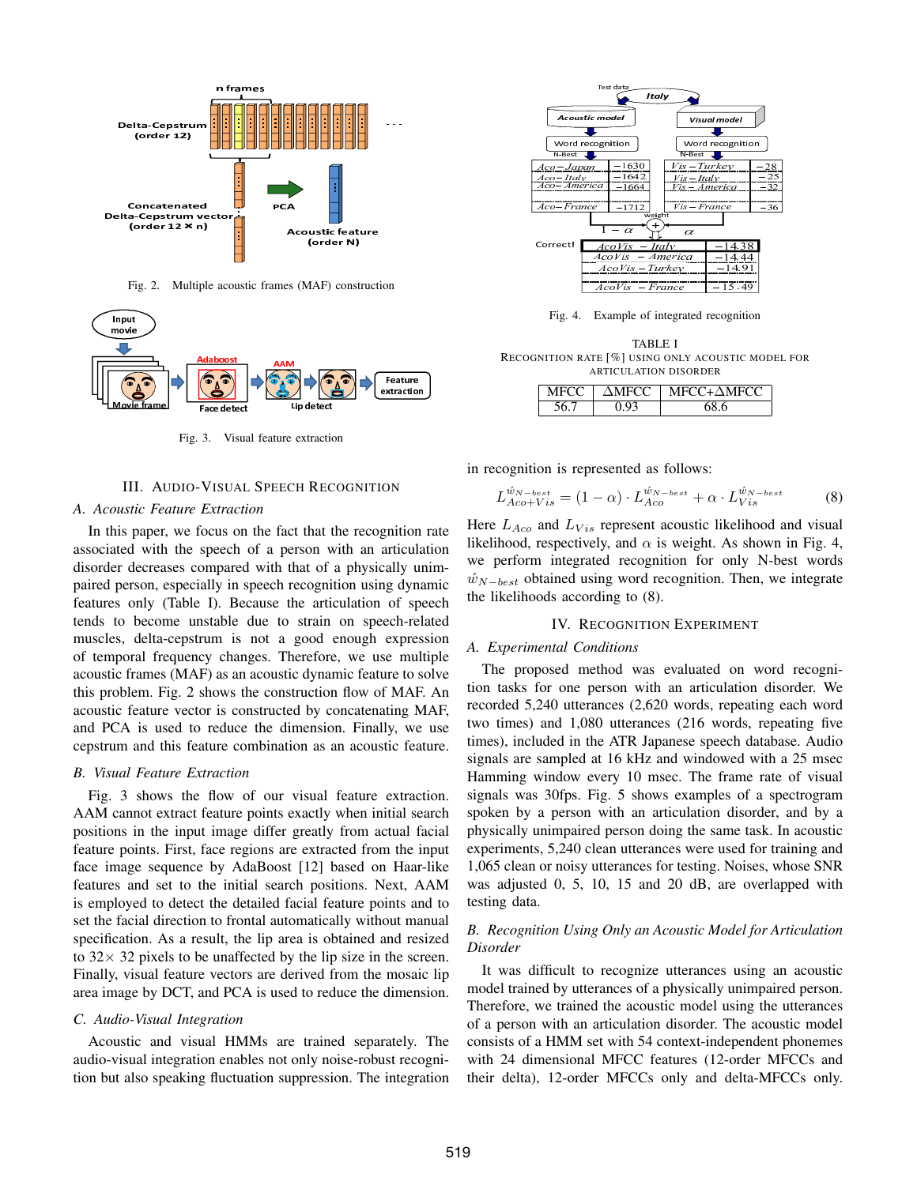Fig. 2. Multiple acoustic frames (MAF) construction

Fig. 3. Visual feature extraction

## III. Audio-Visual Speech Recognition

### A. Acoustic Feature Extraction

In this paper, we focus on the fact that the recognition rate associated with the speech of a person with an articulation disorder decreases compared with that of a physically unimpaired person, especially in speech recognition using dynamic features only (Table I). Because the articulation of speech tends to become unstable due to strain on speech-related muscles, delta-cepstrum is not a good enough expression of temporal frequency changes. Therefore, we use multiple acoustic frames (MAF) as an acoustic dynamic feature to solve this problem. Fig. 2 shows the construction flow of MAF. An acoustic feature vector is constructed by concatenating MAF, and PCA is used to reduce the dimension. Finally, we use cepstrum and this feature combination as an acoustic feature.

### B. Visual Feature Extraction

Fig. 3 shows the flow of our visual feature extraction. AAM cannot extract feature points exactly when initial search positions in the input image differ greatly from actual facial feature points. First, face regions are extracted from the input face image sequence by AdaBoost [12] based on Haar-like features and set to the initial search positions. Next, AAM is employed to detect the detailed facial feature points and to set the facial direction to frontal automatically without manual specification. As a result, the lip area is obtained and resized to 32× 32 pixels to be unaffected by the lip size in the screen. Finally, visual feature vectors are derived from the mosaic lip area image by DCT, and PCA is used to reduce the dimension.

### C. Audio-Visual Integration

Acoustic and visual HMMs are trained separately. The audio-visual integration enables not only noise-robust recognition but also speaking fluctuation suppression. The integration in recognition is represented as follows:

$$L_{Aco+Vis}^{\acute{w}_{N-best}} = (1-\alpha) \cdot L_{Aco}^{\acute{w}_{N-best}} + \alpha \cdot L_{Vis}^{\acute{w}_{N-best}} \quad (8)$$

Here $L_{Aco}$ and $L_{Vis}$ represent acoustic likelihood and visual likelihood, respectively, and $\alpha$ is weight. As shown in Fig. 4, we perform integrated recognition for only N-best words $\acute{w}_{N-best}$ obtained using word recognition. Then, we integrate the likelihoods according to (8).

Fig. 4. Example of integrated recognition

TABLE I
Recognition rate [%] using only acoustic model for articulation disorder

| MFCC | ΔMFCC | MFCC+ΔMFCC |
|---|---|---|
| 56.7 | 0.93 | 68.6 |

## IV. Recognition Experiment

### A. Experimental Conditions

The proposed method was evaluated on word recognition tasks for one person with an articulation disorder. We recorded 5,240 utterances (2,620 words, repeating each word two times) and 1,080 utterances (216 words, repeating five times), included in the ATR Japanese speech database. Audio signals are sampled at 16 kHz and windowed with a 25 msec Hamming window every 10 msec. The frame rate of visual signals was 30fps. Fig. 5 shows examples of a spectrogram spoken by a person with an articulation disorder, and by a physically unimpaired person doing the same task. In acoustic experiments, 5,240 clean utterances were used for training and 1,065 clean or noisy utterances for testing. Noises, whose SNR was adjusted 0, 5, 10, 15 and 20 dB, are overlapped with testing data.

### B. Recognition Using Only an Acoustic Model for Articulation Disorder

It was difficult to recognize utterances using an acoustic model trained by utterances of a physically unimpaired person. Therefore, we trained the acoustic model using the utterances of a person with an articulation disorder. The acoustic model consists of a HMM set with 54 context-independent phonemes with 24 dimensional MFCC features (12-order MFCCs and their delta), 12-order MFCCs only and delta-MFCCs only.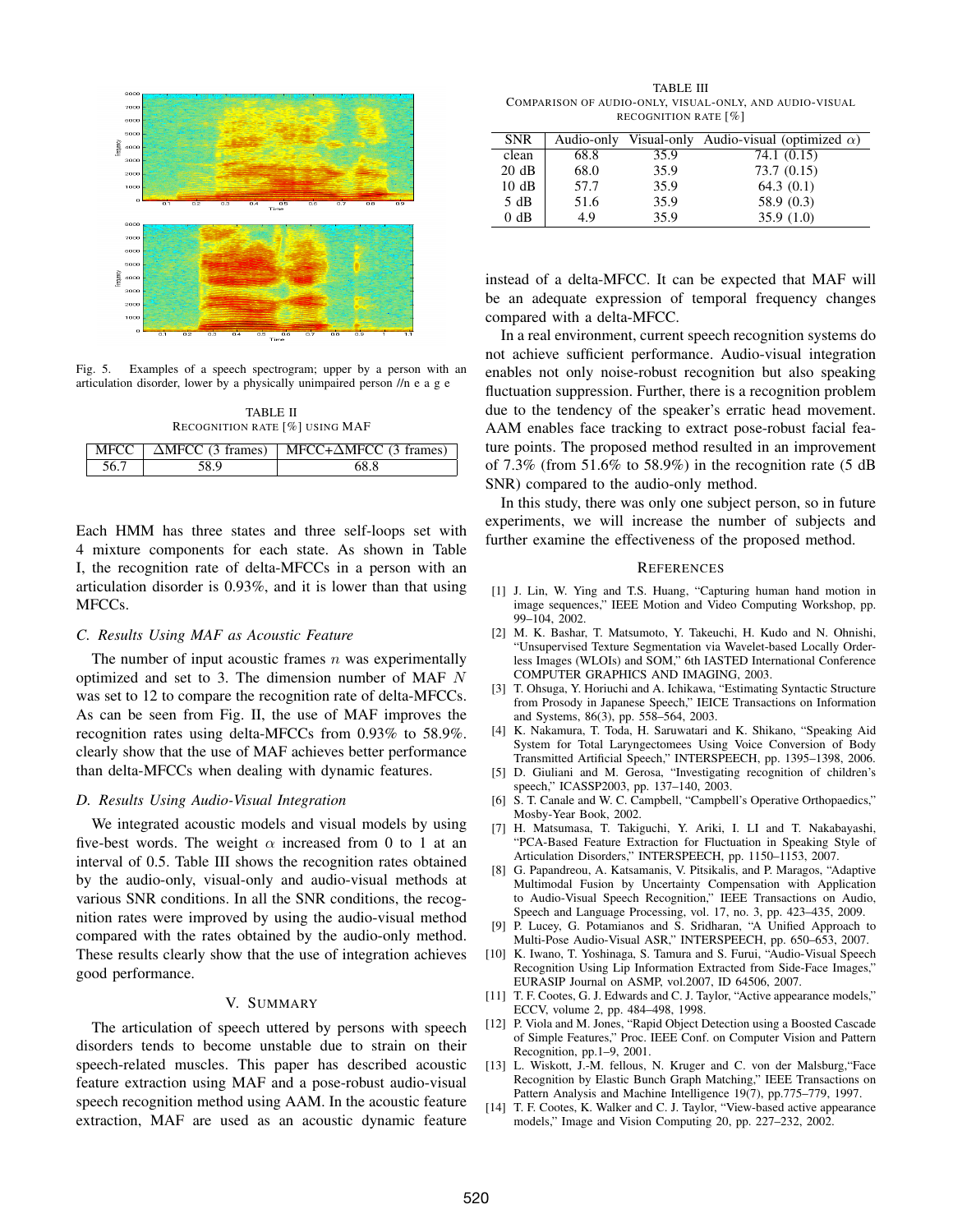Fig. 5. Examples of a speech spectrogram; upper by a person with an articulation disorder, lower by a physically unimpaired person //n e a g e

TABLE II
RECOGNITION RATE [%] USING MAF

| MFCC | ΔMFCC (3 frames) | MFCC+ΔMFCC (3 frames) |
|---|---|---|
| 56.7 | 58.9 | 68.8 |

Each HMM has three states and three self-loops set with 4 mixture components for each state. As shown in Table I, the recognition rate of delta-MFCCs in a person with an articulation disorder is 0.93%, and it is lower than that using MFCCs.

### C. Results Using MAF as Acoustic Feature

The number of input acoustic frames $n$ was experimentally optimized and set to 3. The dimension number of MAF $N$ was set to 12 to compare the recognition rate of delta-MFCCs. As can be seen from Fig. II, the use of MAF improves the recognition rates using delta-MFCCs from 0.93% to 58.9%. clearly show that the use of MAF achieves better performance than delta-MFCCs when dealing with dynamic features.

### D. Results Using Audio-Visual Integration

We integrated acoustic models and visual models by using five-best words. The weight $\alpha$ increased from 0 to 1 at an interval of 0.5. Table III shows the recognition rates obtained by the audio-only, visual-only and audio-visual methods at various SNR conditions. In all the SNR conditions, the recognition rates were improved by using the audio-visual method compared with the rates obtained by the audio-only method. These results clearly show that the use of integration achieves good performance.

TABLE III
COMPARISON OF AUDIO-ONLY, VISUAL-ONLY, AND AUDIO-VISUAL RECOGNITION RATE [%]

| SNR | Audio-only | Visual-only | Audio-visual (optimized $\alpha$) |
|---|---|---|---|
| clean | 68.8 | 35.9 | 74.1 (0.15) |
| 20 dB | 68.0 | 35.9 | 73.7 (0.15) |
| 10 dB | 57.7 | 35.9 | 64.3 (0.1) |
| 5 dB | 51.6 | 35.9 | 58.9 (0.3) |
| 0 dB | 4.9 | 35.9 | 35.9 (1.0) |

## V. SUMMARY

The articulation of speech uttered by persons with speech disorders tends to become unstable due to strain on their speech-related muscles. This paper has described acoustic feature extraction using MAF and a pose-robust audio-visual speech recognition method using AAM. In the acoustic feature extraction, MAF are used as an acoustic dynamic feature instead of a delta-MFCC. It can be expected that MAF will be an adequate expression of temporal frequency changes compared with a delta-MFCC.

In a real environment, current speech recognition systems do not achieve sufficient performance. Audio-visual integration enables not only noise-robust recognition but also speaking fluctuation suppression. Further, there is a recognition problem due to the tendency of the speaker's erratic head movement. AAM enables face tracking to extract pose-robust facial feature points. The proposed method resulted in an improvement of 7.3% (from 51.6% to 58.9%) in the recognition rate (5 dB SNR) compared to the audio-only method.

In this study, there was only one subject person, so in future experiments, we will increase the number of subjects and further examine the effectiveness of the proposed method.

## REFERENCES

[1] J. Lin, W. Ying and T.S. Huang, "Capturing human hand motion in image sequences," IEEE Motion and Video Computing Workshop, pp. 99–104, 2002.

[2] M. K. Bashar, T. Matsumoto, Y. Takeuchi, H. Kudo and N. Ohnishi, "Unsupervised Texture Segmentation via Wavelet-based Locally Orderless Images (WLOIs) and SOM," 6th IASTED International Conference COMPUTER GRAPHICS AND IMAGING, 2003.

[3] T. Ohsuga, Y. Horiuchi and A. Ichikawa, "Estimating Syntactic Structure from Prosody in Japanese Speech," IEICE Transactions on Information and Systems, 86(3), pp. 558–564, 2003.

[4] K. Nakamura, T. Toda, H. Saruwatari and K. Shikano, "Speaking Aid System for Total Laryngectomees Using Voice Conversion of Body Transmitted Artificial Speech," INTERSPEECH, pp. 1395–1398, 2006.

[5] D. Giuliani and M. Gerosa, "Investigating recognition of children's speech," ICASSP2003, pp. 137–140, 2003.

[6] S. T. Canale and W. C. Campbell, "Campbell's Operative Orthopaedics," Mosby-Year Book, 2002.

[7] H. Matsumasa, T. Takiguchi, Y. Ariki, I. LI and T. Nakabayashi, "PCA-Based Feature Extraction for Fluctuation in Speaking Style of Articulation Disorders," INTERSPEECH, pp. 1150–1153, 2007.

[8] G. Papandreou, A. Katsamanis, V. Pitsikalis, and P. Maragos, "Adaptive Multimodal Fusion by Uncertainty Compensation with Application to Audio-Visual Speech Recognition," IEEE Transactions on Audio, Speech and Language Processing, vol. 17, no. 3, pp. 423–435, 2009.

[9] P. Lucey, G. Potamianos and S. Sridharan, "A Unified Approach to Multi-Pose Audio-Visual ASR," INTERSPEECH, pp. 650–653, 2007.

[10] K. Iwano, T. Yoshinaga, S. Tamura and S. Furui, "Audio-Visual Speech Recognition Using Lip Information Extracted from Side-Face Images," EURASIP Journal on ASMP, vol.2007, ID 64506, 2007.

[11] T. F. Cootes, G. J. Edwards and C. J. Taylor, "Active appearance models," ECCV, volume 2, pp. 484–498, 1998.

[12] P. Viola and M. Jones, "Rapid Object Detection using a Boosted Cascade of Simple Features," Proc. IEEE Conf. on Computer Vision and Pattern Recognition, pp.1–9, 2001.

[13] L. Wiskott, J.-M. fellous, N. Kruger and C. von der Malsburg,"Face Recognition by Elastic Bunch Graph Matching," IEEE Transactions on Pattern Analysis and Machine Intelligence 19(7), pp.775–779, 1997.

[14] T. F. Cootes, K. Walker and C. J. Taylor, "View-based active appearance models," Image and Vision Computing 20, pp. 227–232, 2002.